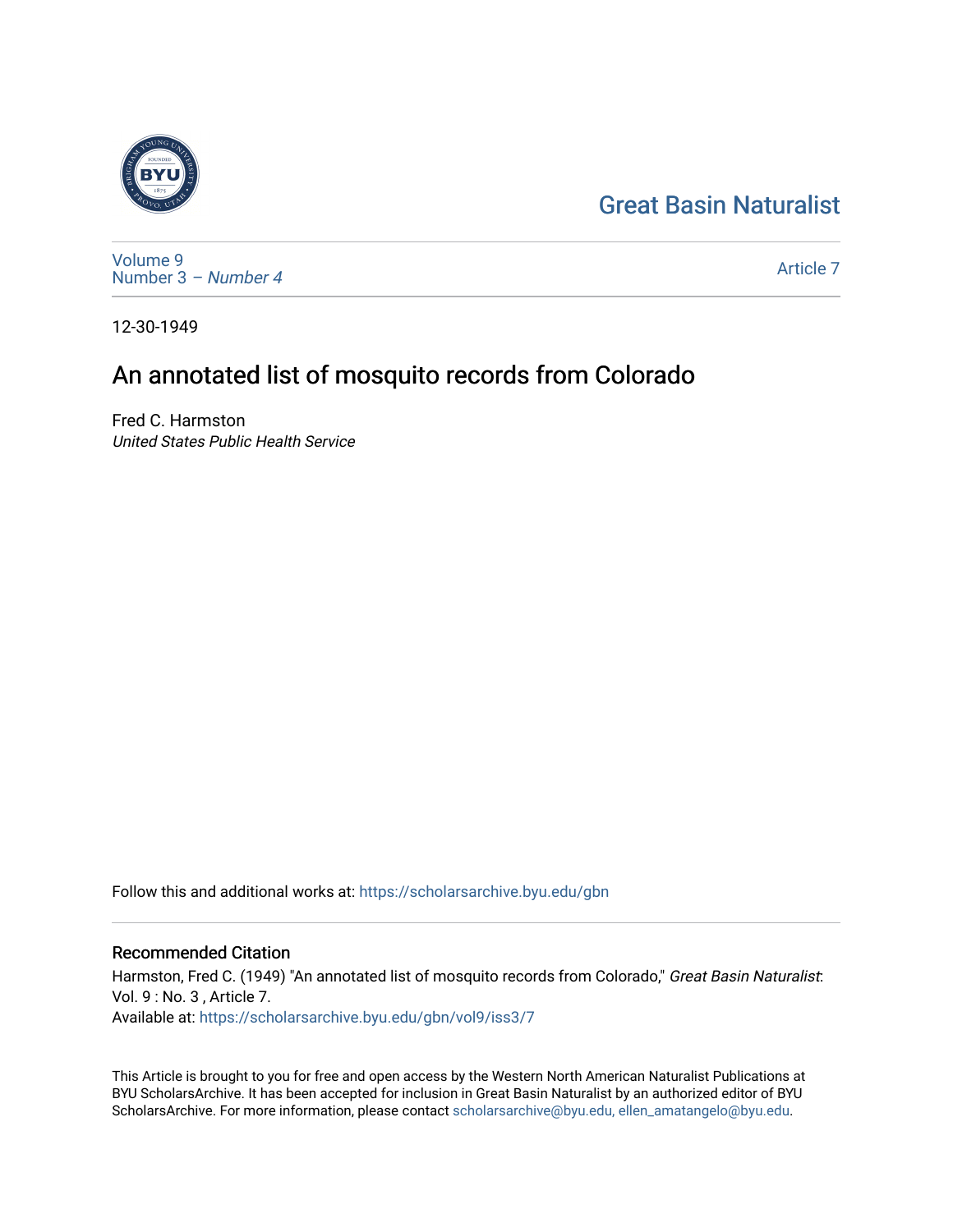Great Basin Naturalist

Volume 9
Number 3 – *Number 4*

Article 7

12-30-1949

# An annotated list of mosquito records from Colorado

Fred C. Harmston
*United States Public Health Service*

Follow this and additional works at: https://scholarsarchive.byu.edu/gbn

## Recommended Citation

Harmston, Fred C. (1949) "An annotated list of mosquito records from Colorado," *Great Basin Naturalist*: Vol. 9 : No. 3 , Article 7.
Available at: https://scholarsarchive.byu.edu/gbn/vol9/iss3/7

This Article is brought to you for free and open access by the Western North American Naturalist Publications at BYU ScholarsArchive. It has been accepted for inclusion in Great Basin Naturalist by an authorized editor of BYU ScholarsArchive. For more information, please contact scholarsarchive@byu.edu, ellen_amatangelo@byu.edu.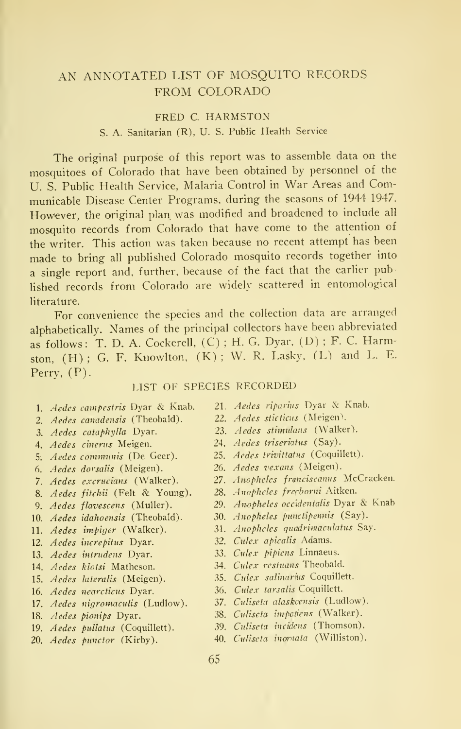# AN ANNOTATED LIST OF MOSQUITO RECORDS FROM COLORADO

FRED C. HARMSTON

S. A. Sanitarian (R), U. S. Public Health Service

The original purpose of this report was to assemble data on the mosquitoes of Colorado that have been obtained by personnel of the U. S. Public Health Service, Malaria Control in War Areas and Communicable Disease Center Programs, during the seasons of 1944-1947. However, the original plan was modified and broadened to include all mosquito records from Colorado that have come to the attention of the writer. This action was taken because no recent attempt has been made to bring all published Colorado mosquito records together into a single report and, further, because of the fact that the earlier published records from Colorado are widely scattered in entomological literature.

For convenience the species and the collection data are arranged alphabetically. Names of the principal collectors have been abbreviated as follows: T. D. A. Cockerell, (C); H. G. Dyar, (D); F. C. Harmston, (H); G. F. Knowlton, (K); W. R. Lasky, (L) and L. E. Perry, (P).

## LIST OF SPECIES RECORDED

1. *Aedes campestris* Dyar & Knab.
2. *Aedes canadensis* (Theobald).
3. *Aedes cataphylla* Dyar.
4. *Aedes cinerus* Meigen.
5. *Aedes communis* (De Geer).
6. *Aedes dorsalis* (Meigen).
7. *Aedes excrucians* (Walker).
8. *Aedes fitchii* (Felt & Young).
9. *Aedes flavescens* (Muller).
10. *Aedes idahoensis* (Theobald).
11. *Aedes impiger* (Walker).
12. *Aedes increpitus* Dyar.
13. *Aedes intrudens* Dyar.
14. *Aedes klotsi* Matheson.
15. *Aedes lateralis* (Meigen).
16. *Aedes nearcticus* Dyar.
17. *Aedes nigromaculis* (Ludlow).
18. *Aedes pionips* Dyar.
19. *Aedes pullatus* (Coquillett).
20. *Aedes punctor* (Kirby).
21. *Aedes riparius* Dyar & Knab.
22. *Aedes sticticus* (Meigen).
23. *Aedes stimulans* (Walker).
24. *Aedes triseriatus* (Say).
25. *Aedes trivittatus* (Coquillett).
26. *Aedes vexans* (Meigen).
27. *Anopheles franciscanus* McCracken.
28. *Anopheles freeborni* Aitken.
29. *Anopheles occidentalis* Dyar & Knab
30. *Anopheles punctipennis* (Say).
31. *Anopheles quadrimaculatus* Say.
32. *Culex apicalis* Adams.
33. *Culex pipiens* Linnaeus.
34. *Culex restuans* Theobald.
35. *Culex salinarius* Coquillett.
36. *Culex tarsalis* Coquillett.
37. *Culiseta alaskaensis* (Ludlow).
38. *Culiseta impatiens* (Walker).
39. *Culiseta incidens* (Thomson).
40. *Culiseta inornata* (Williston).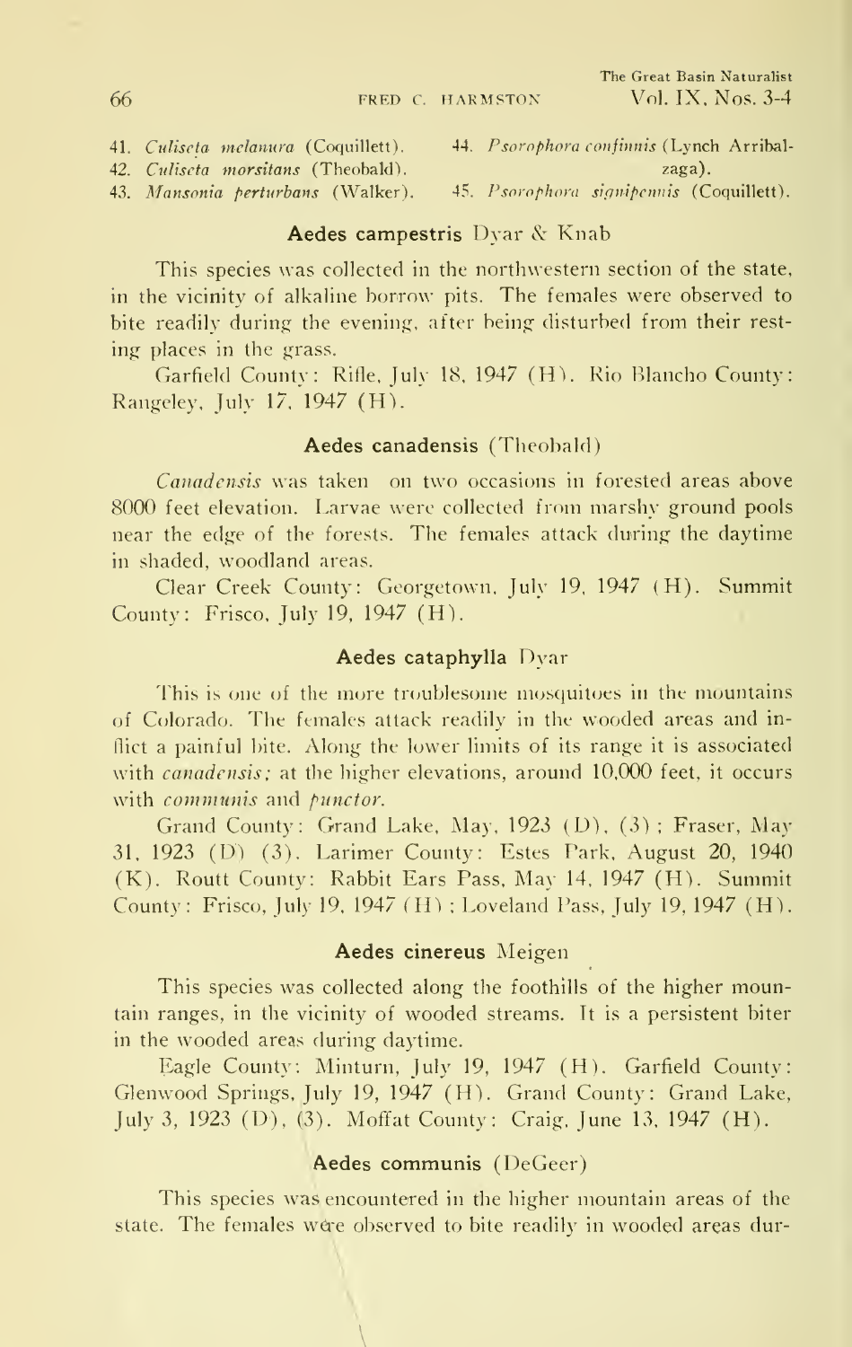41. *Culiseta melanura* (Coquillett).
42. *Culiseta morsitans* (Theobald).
43. *Mansonia perturbans* (Walker).
44. *Psorophora confinnis* (Lynch Arribalzaga).
45. *Psorophora signipennis* (Coquillett).

### Aedes campestris Dyar & Knab

This species was collected in the northwestern section of the state, in the vicinity of alkaline borrow pits. The females were observed to bite readily during the evening, after being disturbed from their resting places in the grass.

Garfield County: Rifle, July 18, 1947 (H). Rio Blancho County: Rangeley, July 17, 1947 (H).

### Aedes canadensis (Theobald)

*Canadensis* was taken on two occasions in forested areas above 8000 feet elevation. Larvae were collected from marshy ground pools near the edge of the forests. The females attack during the daytime in shaded, woodland areas.

Clear Creek County: Georgetown, July 19, 1947 (H). Summit County: Frisco, July 19, 1947 (H).

### Aedes cataphylla Dyar

This is one of the more troublesome mosquitoes in the mountains of Colorado. The females attack readily in the wooded areas and inflict a painful bite. Along the lower limits of its range it is associated with *canadensis;* at the higher elevations, around 10,000 feet, it occurs with *communis* and *punctor.*

Grand County: Grand Lake, May, 1923 (D), (3); Fraser, May 31, 1923 (D) (3). Larimer County: Estes Park, August 20, 1940 (K). Routt County: Rabbit Ears Pass, May 14, 1947 (H). Summit County: Frisco, July 19, 1947 (H); Loveland Pass, July 19, 1947 (H).

### Aedes cinereus Meigen

This species was collected along the foothills of the higher mountain ranges, in the vicinity of wooded streams. It is a persistent biter in the wooded areas during daytime.

Eagle County: Minturn, July 19, 1947 (H). Garfield County: Glenwood Springs, July 19, 1947 (H). Grand County: Grand Lake, July 3, 1923 (D), (3). Moffat County: Craig, June 13, 1947 (H).

### Aedes communis (DeGeer)

This species was encountered in the higher mountain areas of the state. The females were observed to bite readily in wooded areas dur-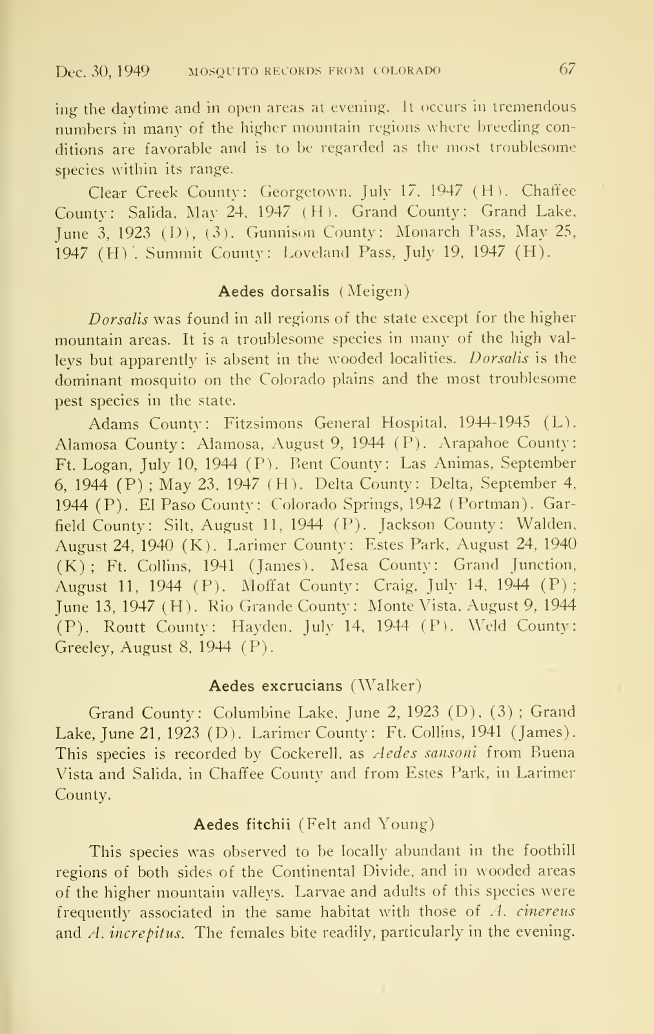ing the daytime and in open areas at evening. It occurs in tremendous numbers in many of the higher mountain regions where breeding conditions are favorable and is to be regarded as the most troublesome species within its range.

Clear Creek County: Georgetown, July 17, 1947 (H). Chaffee County: Salida, May 24, 1947 (H). Grand County: Grand Lake, June 3, 1923 (D), (3). Gunnison County: Monarch Pass, May 25, 1947 (H). Summit County: Loveland Pass, July 19, 1947 (H).

### Aedes dorsalis (Meigen)

*Dorsalis* was found in all regions of the state except for the higher mountain areas. It is a troublesome species in many of the high valleys but apparently is absent in the wooded localities. *Dorsalis* is the dominant mosquito on the Colorado plains and the most troublesome pest species in the state.

Adams County: Fitzsimons General Hospital, 1944-1945 (L). Alamosa County: Alamosa, August 9, 1944 (P). Arapahoe County: Ft. Logan, July 10, 1944 (P). Bent County: Las Animas, September 6, 1944 (P); May 23, 1947 (H). Delta County: Delta, September 4, 1944 (P). El Paso County: Colorado Springs, 1942 (Portman). Garfield County: Silt, August 11, 1944 (P). Jackson County: Walden, August 24, 1940 (K). Larimer County: Estes Park, August 24, 1940 (K); Ft. Collins, 1941 (James). Mesa County: Grand Junction, August 11, 1944 (P). Moffat County: Craig, July 14, 1944 (P); June 13, 1947 (H). Rio Grande County: Monte Vista, August 9, 1944 (P). Routt County: Hayden, July 14, 1944 (P). Weld County: Greeley, August 8, 1944 (P).

### Aedes excrucians (Walker)

Grand County: Columbine Lake, June 2, 1923 (D), (3); Grand Lake, June 21, 1923 (D). Larimer County: Ft. Collins, 1941 (James). This species is recorded by Cockerell, as *Aedes sansoni* from Buena Vista and Salida, in Chaffee County and from Estes Park, in Larimer County.

### Aedes fitchii (Felt and Young)

This species was observed to be locally abundant in the foothill regions of both sides of the Continental Divide, and in wooded areas of the higher mountain valleys. Larvae and adults of this species were frequently associated in the same habitat with those of *A. cinereus* and *A. increpitus*. The females bite readily, particularly in the evening.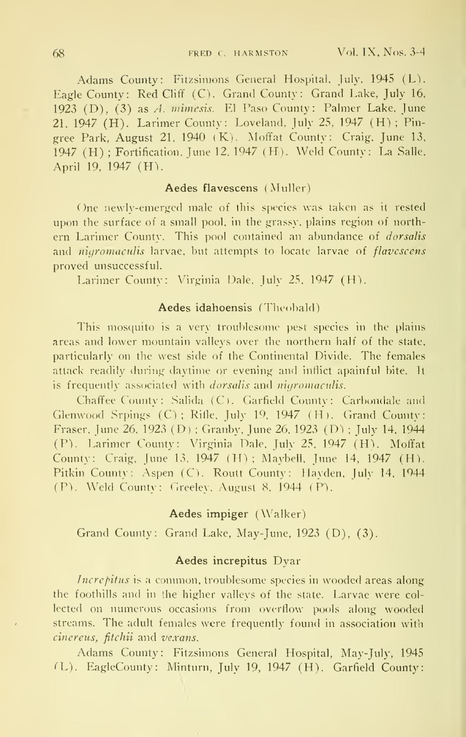Adams County: Fitzsimons General Hospital, July, 1945 (L). Eagle County: Red Cliff (C). Grand County: Grand Lake, July 16, 1923 (D), (3) as *A. mimesis*. El Paso County: Palmer Lake, June 21, 1947 (H). Larimer County: Loveland, July 25, 1947 (H); Pingree Park, August 21, 1940 (K). Moffat County: Craig, June 13, 1947 (H); Fortification, June 12, 1947 (H). Weld County: La Salle, April 19, 1947 (H).

### Aedes flavescens (Muller)

One newly-emerged male of this species was taken as it rested upon the surface of a small pool, in the grassy, plains region of northern Larimer County. This pool contained an abundance of *dorsalis* and *nigromaculis* larvae, but attempts to locate larvae of *flavescens* proved unsuccessful.

Larimer County: Virginia Dale, July 25, 1947 (H).

### Aedes idahoensis (Theobald)

This mosquito is a very troublesome pest species in the plains areas and lower mountain valleys over the northern half of the state, particularly on the west side of the Continental Divide. The females attack readily during daytime or evening and inflict apainful bite. It is frequently associated with *dorsalis* and *nigromaculis*.

Chaffee County: Salida (C). Garfield County: Carbondale and Glenwood Srpings (C); Rifle, July 19, 1947 (H). Grand County: Fraser, June 26, 1923 (D); Granby, June 26, 1923 (D); July 14, 1944 (P). Larimer County: Virginia Dale, July 25, 1947 (H). Moffat County: Craig, June 13, 1947 (H); Maybell, June 14, 1947 (H). Pitkin County: Aspen (C). Routt County: Hayden, July 14, 1944 (P). Weld County: Greeley, August 8, 1944 (P).

### Aedes impiger (Walker)

Grand County: Grand Lake, May-June, 1923 (D), (3).

### Aedes increpitus Dyar

*Increpitus* is a common, troublesome species in wooded areas along the foothills and in the higher valleys of the state. Larvae were collected on numerous occasions from overflow pools along wooded streams. The adult females were frequently found in association with *cinereus, fitchii* and *vexans*.

Adams County: Fitzsimons General Hospital, May-July, 1945 (L). EagleCounty: Minturn, July 19, 1947 (H). Garfield County: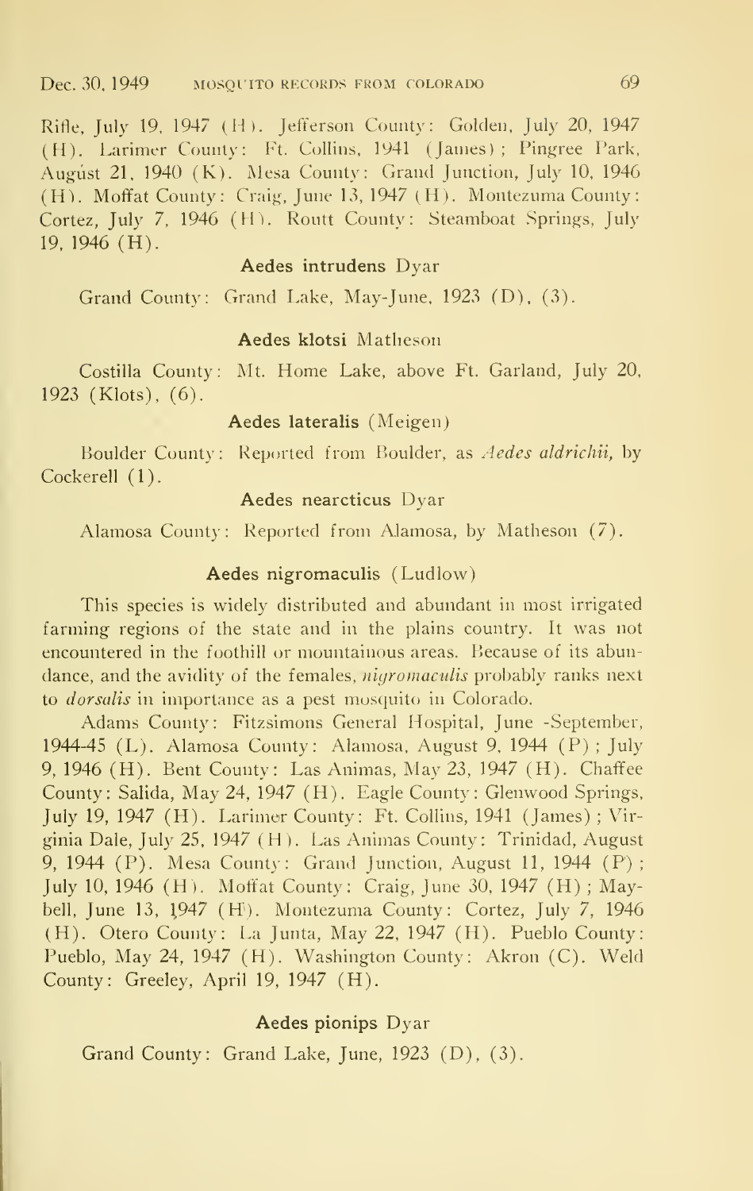Rifle, July 19, 1947 (H). Jefferson County: Golden, July 20, 1947 (H). Larimer County: Ft. Collins, 1941 (James); Pingree Park, August 21, 1940 (K). Mesa County: Grand Junction, July 10, 1946 (H). Moffat County: Craig, June 13, 1947 (H). Montezuma County: Cortez, July 7, 1946 (H). Routt County: Steamboat Springs, July 19, 1946 (H).

### **Aedes intrudens** Dyar

Grand County: Grand Lake, May-June, 1923 (D), (3).

### **Aedes klotsi** Matheson

Costilla County: Mt. Home Lake, above Ft. Garland, July 20, 1923 (Klots), (6).

### **Aedes lateralis** (Meigen)

Boulder County: Reported from Boulder, as *Aedes aldrichii,* by Cockerell (1).

### **Aedes nearcticus** Dyar

Alamosa County: Reported from Alamosa, by Matheson (7).

### **Aedes nigromaculis** (Ludlow)

This species is widely distributed and abundant in most irrigated farming regions of the state and in the plains country. It was not encountered in the foothill or mountainous areas. Because of its abundance, and the avidity of the females, *nigromaculis* probably ranks next to *dorsalis* in importance as a pest mosquito in Colorado.

Adams County: Fitzsimons General Hospital, June -September, 1944-45 (L). Alamosa County: Alamosa, August 9, 1944 (P); July 9, 1946 (H). Bent County: Las Animas, May 23, 1947 (H). Chaffee County: Salida, May 24, 1947 (H). Eagle County: Glenwood Springs, July 19, 1947 (H). Larimer County: Ft. Collins, 1941 (James); Virginia Dale, July 25, 1947 (H). Las Animas County: Trinidad, August 9, 1944 (P). Mesa County: Grand Junction, August 11, 1944 (P); July 10, 1946 (H). Moffat County: Craig, June 30, 1947 (H); Maybell, June 13, 1947 (H). Montezuma County: Cortez, July 7, 1946 (H). Otero County: La Junta, May 22, 1947 (H). Pueblo County: Pueblo, May 24, 1947 (H). Washington County: Akron (C). Weld County: Greeley, April 19, 1947 (H).

### **Aedes pionips** Dyar

Grand County: Grand Lake, June, 1923 (D), (3).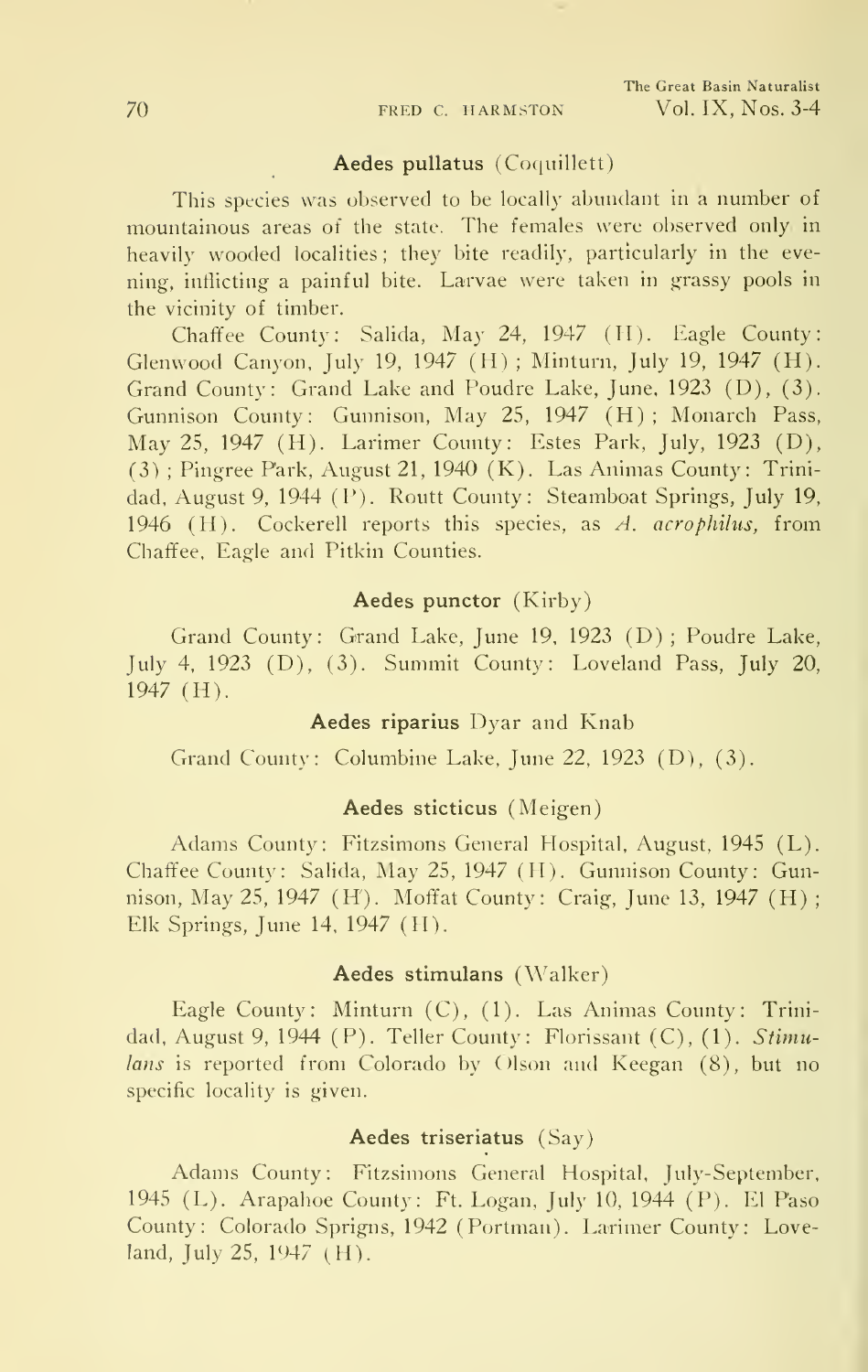### **Aedes pullatus** (Coquillett)

This species was observed to be locally abundant in a number of mountainous areas of the state. The females were observed only in heavily wooded localities; they bite readily, particularly in the evening, inflicting a painful bite. Larvae were taken in grassy pools in the vicinity of timber.

Chaffee County: Salida, May 24, 1947 (H). Eagle County: Glenwood Canyon, July 19, 1947 (H); Minturn, July 19, 1947 (H). Grand County: Grand Lake and Poudre Lake, June, 1923 (D), (3). Gunnison County: Gunnison, May 25, 1947 (H); Monarch Pass, May 25, 1947 (H). Larimer County: Estes Park, July, 1923 (D), (3); Pingree Park, August 21, 1940 (K). Las Animas County: Trinidad, August 9, 1944 (P). Routt County: Steamboat Springs, July 19, 1946 (H). Cockerell reports this species, as *A. acrophilus*, from Chaffee, Eagle and Pitkin Counties.

### **Aedes punctor** (Kirby)

Grand County: Grand Lake, June 19, 1923 (D); Poudre Lake, July 4, 1923 (D), (3). Summit County: Loveland Pass, July 20, 1947 (H).

### **Aedes riparius** Dyar and Knab

Grand County: Columbine Lake, June 22, 1923 (D), (3).

### **Aedes sticticus** (Meigen)

Adams County: Fitzsimons General Hospital, August, 1945 (L). Chaffee County: Salida, May 25, 1947 (H). Gunnison County: Gunnison, May 25, 1947 (H). Moffat County: Craig, June 13, 1947 (H); Elk Springs, June 14, 1947 (H).

### **Aedes stimulans** (Walker)

Eagle County: Minturn (C), (1). Las Animas County: Trinidad, August 9, 1944 (P). Teller County: Florissant (C), (1). *Stimulans* is reported from Colorado by Olson and Keegan (8), but no specific locality is given.

### **Aedes triseriatus** (Say)

Adams County: Fitzsimons General Hospital, July-September, 1945 (L). Arapahoe County: Ft. Logan, July 10, 1944 (P). El Paso County: Colorado Sprigns, 1942 (Portman). Larimer County: Loveland, July 25, 1947 (H).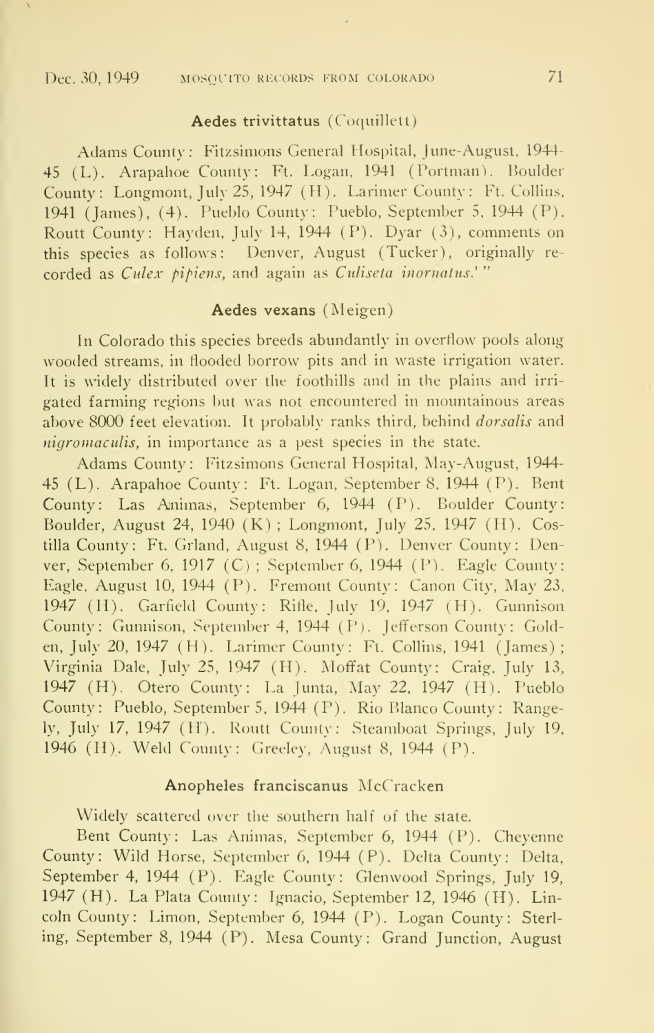### Aedes trivittatus (Coquillett)

Adams County: Fitzsimons General Hospital, June-August, 1944-45 (L). Arapahoe County: Ft. Logan, 1941 (Portman). Boulder County: Longmont, July 25, 1947 (H). Larimer County: Ft. Collins, 1941 (James), (4). Pueblo County: Pueblo, September 5, 1944 (P). Routt County: Hayden, July 14, 1944 (P). Dyar (3), comments on this species as follows: Denver, August (Tucker), originally recorded as *Culex pipiens,* and again as *Culiseta inornatus.*'"

### Aedes vexans (Meigen)

In Colorado this species breeds abundantly in overflow pools along wooded streams, in flooded borrow pits and in waste irrigation water. It is widely distributed over the foothills and in the plains and irrigated farming regions but was not encountered in mountainous areas above 8000 feet elevation. It probably ranks third, behind *dorsalis* and *nigromaculis,* in importance as a pest species in the state.

Adams County: Fitzsimons General Hospital, May-August, 1944-45 (L). Arapahoe County: Ft. Logan, September 8, 1944 (P). Bent County: Las Animas, September 6, 1944 (P). Boulder County: Boulder, August 24, 1940 (K); Longmont, July 25, 1947 (H). Costilla County: Ft. Grland, August 8, 1944 (P). Denver County: Denver, September 6, 1917 (C); September 6, 1944 (P). Eagle County: Eagle, August 10, 1944 (P). Fremont County: Canon City, May 23, 1947 (H). Garfield County: Rifle, July 19, 1947 (H). Gunnison County: Gunnison, September 4, 1944 (P). Jefferson County: Golden, July 20, 1947 (H). Larimer County: Ft. Collins, 1941 (James); Virginia Dale, July 25, 1947 (H). Moffat County: Craig, July 13, 1947 (H). Otero County: La Junta, May 22, 1947 (H). Pueblo County: Pueblo, September 5, 1944 (P). Rio Blanco County: Rangely, July 17, 1947 (H). Routt County: Steamboat Springs, July 19, 1946 (H). Weld County: Greeley, August 8, 1944 (P).

### Anopheles franciscanus McCracken

Widely scattered over the southern half of the state.

Bent County: Las Animas, September 6, 1944 (P). Cheyenne County: Wild Horse, September 6, 1944 (P). Delta County: Delta, September 4, 1944 (P). Eagle County: Glenwood Springs, July 19, 1947 (H). La Plata County: Ignacio, September 12, 1946 (H). Lincoln County: Limon, September 6, 1944 (P). Logan County: Sterling, September 8, 1944 (P). Mesa County: Grand Junction, August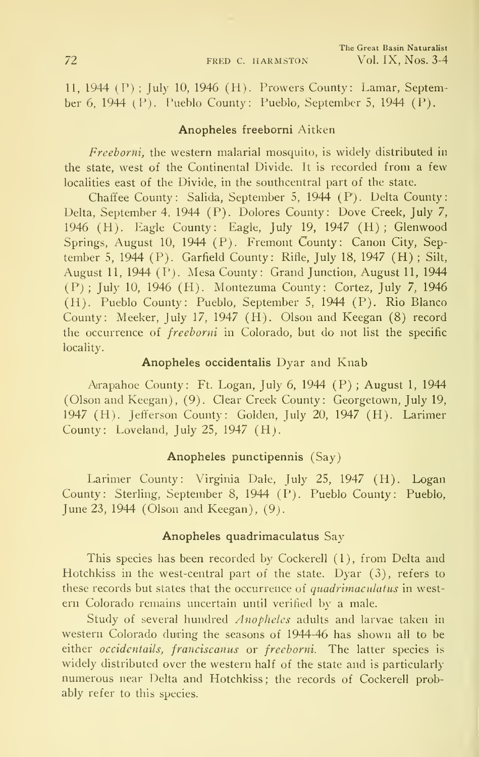11, 1944 (P); July 10, 1946 (H). Prowers County: Lamar, September 6, 1944 (P). Pueblo County: Pueblo, September 5, 1944 (P).

### Anopheles freeborni Aitken

*Freeborni*, the western malarial mosquito, is widely distributed in the state, west of the Continental Divide. It is recorded from a few localities east of the Divide, in the southcentral part of the state.

Chaffee County: Salida, September 5, 1944 (P). Delta County: Delta, September 4, 1944 (P). Dolores County: Dove Creek, July 7, 1946 (H). Eagle County: Eagle, July 19, 1947 (H); Glenwood Springs, August 10, 1944 (P). Fremont County: Canon City, September 5, 1944 (P). Garfield County: Rifle, July 18, 1947 (H); Silt, August 11, 1944 (P). Mesa County: Grand Junction, August 11, 1944 (P); July 10, 1946 (H). Montezuma County: Cortez, July 7, 1946 (H). Pueblo County: Pueblo, September 5, 1944 (P). Rio Blanco County: Meeker, July 17, 1947 (H). Olson and Keegan (8) record the occurrence of *freeborni* in Colorado, but do not list the specific locality.

### Anopheles occidentalis Dyar and Knab

Arapahoe County: Ft. Logan, July 6, 1944 (P); August 1, 1944 (Olson and Keegan), (9). Clear Creek County: Georgetown, July 19, 1947 (H). Jefferson County: Golden, July 20, 1947 (H). Larimer County: Loveland, July 25, 1947 (H).

### Anopheles punctipennis (Say)

Larimer County: Virginia Dale, July 25, 1947 (H). Logan County: Sterling, September 8, 1944 (P). Pueblo County: Pueblo, June 23, 1944 (Olson and Keegan), (9).

### Anopheles quadrimaculatus Say

This species has been recorded by Cockerell (1), from Delta and Hotchkiss in the west-central part of the state. Dyar (3), refers to these records but states that the occurrence of *quadrimaculatus* in western Colorado remains uncertain until verified by a male.

Study of several hundred *Anopheles* adults and larvae taken in western Colorado during the seasons of 1944-46 has shown all to be either *occidentails, franciscanus* or *freeborni*. The latter species is widely distributed over the western half of the state and is particularly numerous near Delta and Hotchkiss; the records of Cockerell probably refer to this species.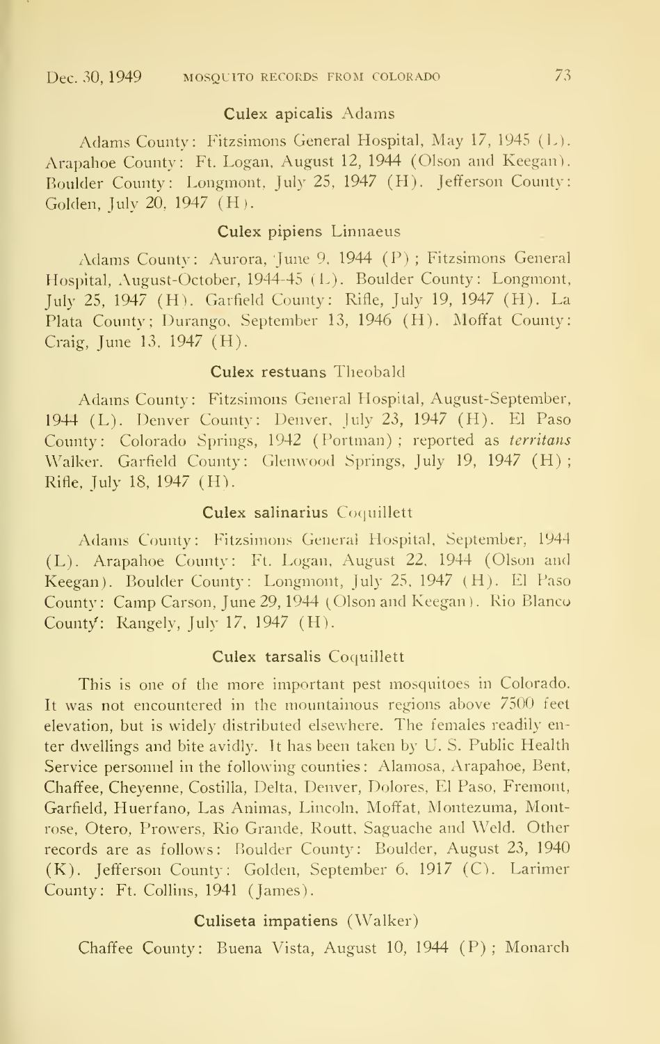### Culex apicalis Adams

Adams County: Fitzsimons General Hospital, May 17, 1945 (L). Arapahoe County: Ft. Logan, August 12, 1944 (Olson and Keegan). Boulder County: Longmont, July 25, 1947 (H). Jefferson County: Golden, July 20, 1947 (H).

### Culex pipiens Linnaeus

Adams County: Aurora, June 9, 1944 (P); Fitzsimons General Hospital, August-October, 1944-45 (L). Boulder County: Longmont, July 25, 1947 (H). Garfield County: Rifle, July 19, 1947 (H). La Plata County; Durango, September 13, 1946 (H). Moffat County: Craig, June 13, 1947 (H).

### Culex restuans Theobald

Adams County: Fitzsimons General Hospital, August-September, 1944 (L). Denver County: Denver, July 23, 1947 (H). El Paso County: Colorado Springs, 1942 (Portman); reported as *territans* Walker. Garfield County: Glenwood Springs, July 19, 1947 (H); Rifle, July 18, 1947 (H).

### Culex salinarius Coquillett

Adams County: Fitzsimons General Hospital, September, 1944 (L). Arapahoe County: Ft. Logan, August 22, 1944 (Olson and Keegan). Boulder County: Longmont, July 25, 1947 (H). El Paso County: Camp Carson, June 29, 1944 (Olson and Keegan). Rio Blanco County: Rangely, July 17, 1947 (H).

### Culex tarsalis Coquillett

This is one of the more important pest mosquitoes in Colorado. It was not encountered in the mountainous regions above 7500 feet elevation, but is widely distributed elsewhere. The females readily enter dwellings and bite avidly. It has been taken by U. S. Public Health Service personnel in the following counties: Alamosa, Arapahoe, Bent, Chaffee, Cheyenne, Costilla, Delta, Denver, Dolores, El Paso, Fremont, Garfield, Huerfano, Las Animas, Lincoln, Moffat, Montezuma, Montrose, Otero, Prowers, Rio Grande, Routt, Saguache and Weld. Other records are as follows: Boulder County: Boulder, August 23, 1940 (K). Jefferson County: Golden, September 6, 1917 (C). Larimer County: Ft. Collins, 1941 (James).

### Culiseta impatiens (Walker)

Chaffee County: Buena Vista, August 10, 1944 (P); Monarch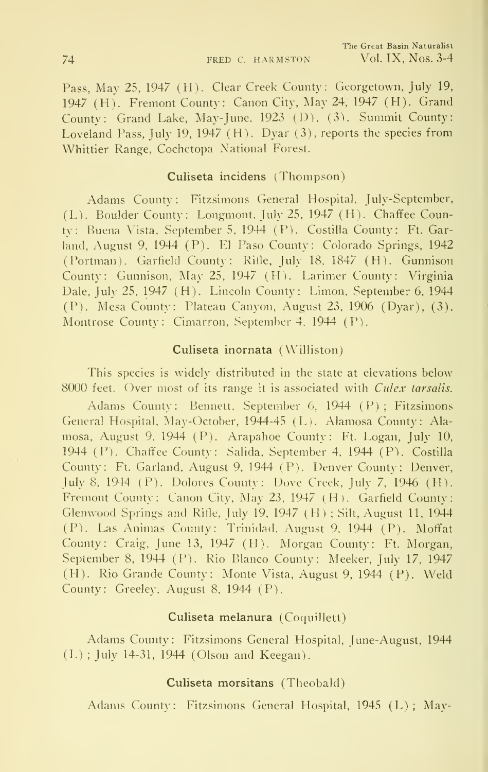Pass, May 25, 1947 (H). Clear Creek County: Georgetown, July 19, 1947 (H). Fremont County: Canon City, May 24, 1947 (H). Grand County: Grand Lake, May-June, 1923 (D), (3). Summit County: Loveland Pass, July 19, 1947 (H). Dyar (3), reports the species from Whittier Range, Cochetopa National Forest.

### Culiseta incidens (Thompson)

Adams County: Fitzsimons General Hospital, July-September, (L). Boulder County: Longmont, July 25, 1947 (H). Chaffee County: Buena Vista, September 5, 1944 (P). Costilla County: Ft. Garland, August 9, 1944 (P). El Paso County: Colorado Springs, 1942 (Portman). Garfield County: Rifle, July 18, 1847 (H). Gunnison County: Gunnison, May 25, 1947 (H). Larimer County: Virginia Dale, July 25, 1947 (H). Lincoln County: Limon, September 6, 1944 (P). Mesa County: Plateau Canyon, August 23, 1906 (Dyar), (3). Montrose County: Cimarron, September 4, 1944 (P).

### Culiseta inornata (Williston)

This species is widely distributed in the state at elevations below 8000 feet. Over most of its range it is associated with *Culex tarsalis*.

Adams County: Bennett, September 6, 1944 (P); Fitzsimons General Hospital, May-October, 1944-45 (L). Alamosa County: Alamosa, August 9, 1944 (P). Arapahoe County: Ft. Logan, July 10, 1944 (P). Chaffee County: Salida, September 4, 1944 (P). Costilla County: Ft. Garland, August 9, 1944 (P). Denver County: Denver, July 8, 1944 (P). Dolores County: Dove Creek, July 7, 1946 (H). Fremont County: Canon City, May 23, 1947 (H). Garfield County: Glenwood Springs and Rifle, July 19, 1947 (H); Silt, August 11, 1944 (P). Las Animas County: Trinidad, August 9, 1944 (P). Moffat County: Craig, June 13, 1947 (H). Morgan County: Ft. Morgan, September 8, 1944 (P). Rio Blanco County: Meeker, July 17, 1947 (H). Rio Grande County: Monte Vista, August 9, 1944 (P). Weld County: Greeley, August 8, 1944 (P).

### Culiseta melanura (Coquillett)

Adams County: Fitzsimons General Hospital, June-August, 1944 (L); July 14-31, 1944 (Olson and Keegan).

### Culiseta morsitans (Theobald)

Adams County: Fitzsimons General Hospital, 1945 (L); May-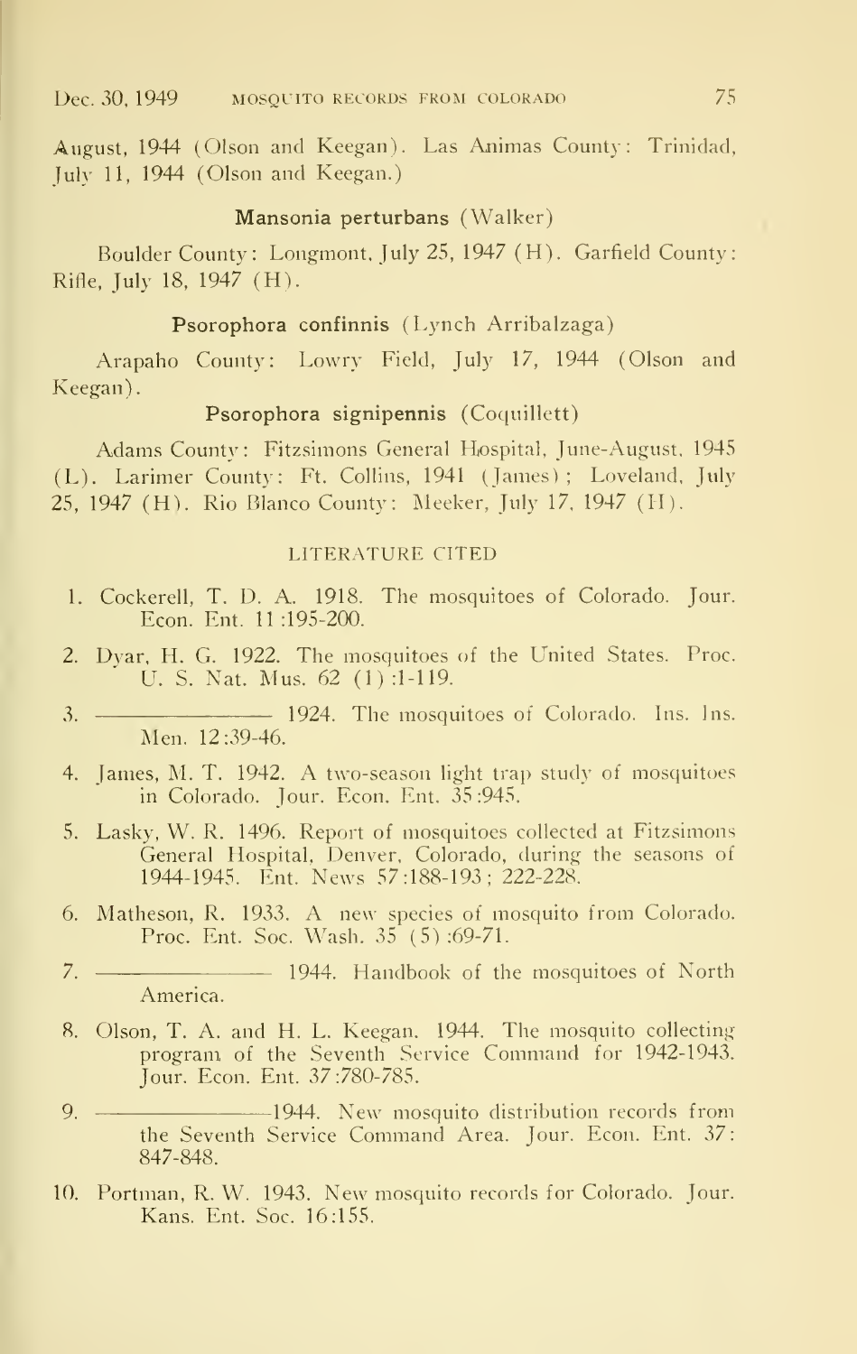August, 1944 (Olson and Keegan). Las Animas County: Trinidad, July 11, 1944 (Olson and Keegan.)

### Mansonia perturbans (Walker)

Boulder County: Longmont, July 25, 1947 (H). Garfield County: Rifle, July 18, 1947 (H).

### Psorophora confinnis (Lynch Arribalzaga)

Arapaho County: Lowry Field, July 17, 1944 (Olson and Keegan).

### Psorophora signipennis (Coquillett)

Adams County: Fitzsimons General Hospital, June-August, 1945 (L). Larimer County: Ft. Collins, 1941 (James); Loveland, July 25, 1947 (H). Rio Blanco County: Meeker, July 17, 1947 (H).

## LITERATURE CITED

1. Cockerell, T. D. A. 1918. The mosquitoes of Colorado. Jour. Econ. Ent. 11:195-200.
2. Dyar, H. G. 1922. The mosquitoes of the United States. Proc. U. S. Nat. Mus. 62 (1):1-119.
3. ———— 1924. The mosquitoes of Colorado. Ins. Ins. Men. 12:39-46.
4. James, M. T. 1942. A two-season light trap study of mosquitoes in Colorado. Jour. Econ. Ent. 35:945.
5. Lasky, W. R. 1496. Report of mosquitoes collected at Fitzsimons General Hospital, Denver, Colorado, during the seasons of 1944-1945. Ent. News 57:188-193; 222-228.
6. Matheson, R. 1933. A new species of mosquito from Colorado. Proc. Ent. Soc. Wash. 35 (5):69-71.
7. ———— 1944. Handbook of the mosquitoes of North America.
8. Olson, T. A. and H. L. Keegan. 1944. The mosquito collecting program of the Seventh Service Command for 1942-1943. Jour. Econ. Ent. 37:780-785.
9. ————1944. New mosquito distribution records from the Seventh Service Command Area. Jour. Econ. Ent. 37: 847-848.
10. Portman, R. W. 1943. New mosquito records for Colorado. Jour. Kans. Ent. Soc. 16:155.